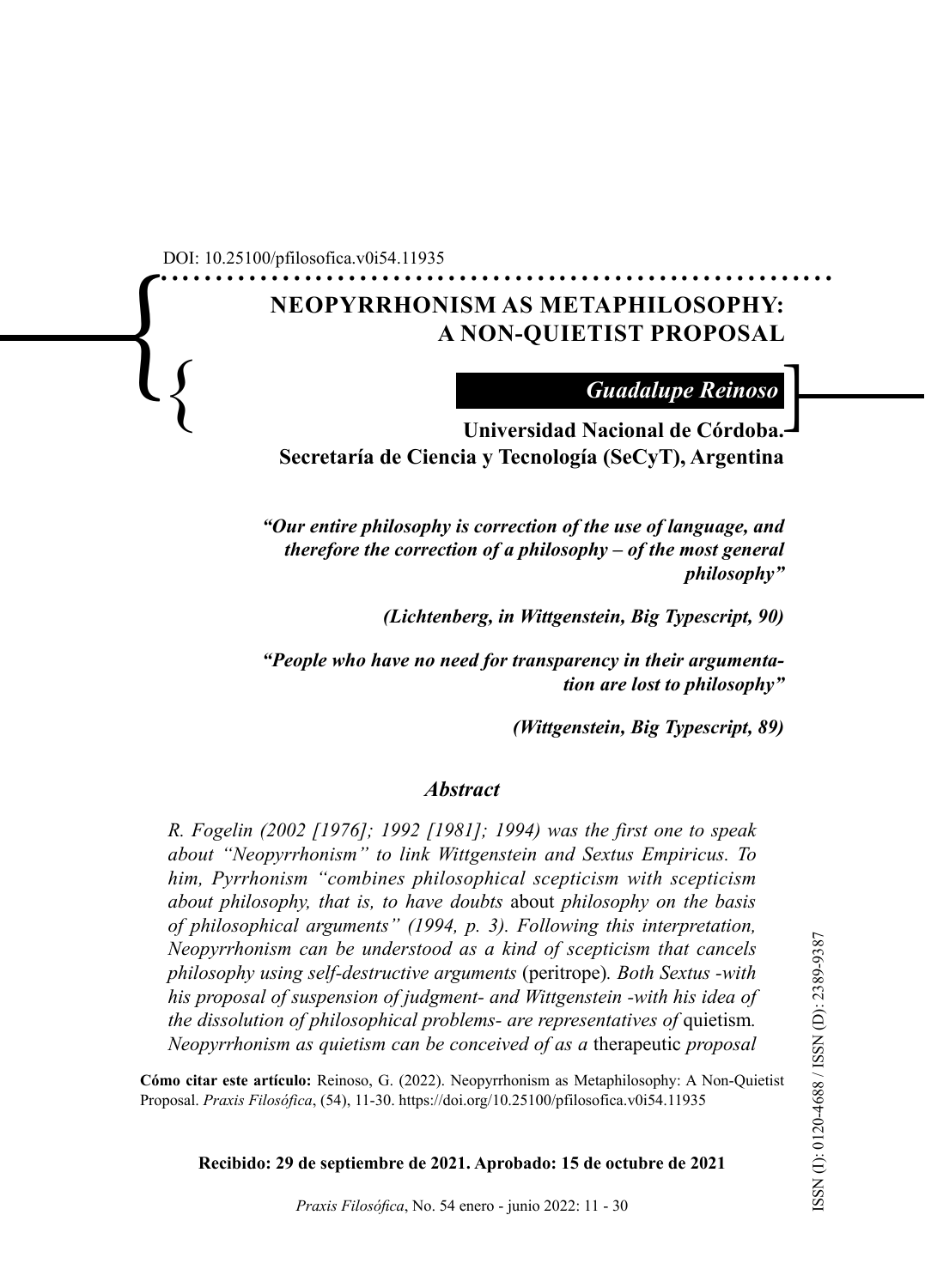DOI: 10.25100/pfilosofica.v0i54.11935

# NEOPYRRHONISM AS METAPHILOSOPHY: A NON-QUIETIST PROPOSAL

*Guadalupe Reinoso*

**Universidad Nacional de Córdoba. Secretaría de Ciencia y Tecnología (SeCyT), Argentina**

***"Our entire philosophy is correction of the use of language, and therefore the correction of a philosophy – of the most general philosophy"***

***(Lichtenberg, in Wittgenstein, Big Typescript, 90)***

***"People who have no need for transparency in their argumentation are lost to philosophy"***

***(Wittgenstein, Big Typescript, 89)***

### *Abstract*

*R. Fogelin (2002 [1976]; 1992 [1981]; 1994) was the first one to speak about "Neopyrrhonism" to link Wittgenstein and Sextus Empiricus. To him, Pyrrhonism "combines philosophical scepticism with scepticism about philosophy, that is, to have doubts* about *philosophy on the basis of philosophical arguments" (1994, p. 3). Following this interpretation, Neopyrrhonism can be understood as a kind of scepticism that cancels philosophy using self-destructive arguments* (peritrope)*. Both Sextus -with his proposal of suspension of judgment- and Wittgenstein -with his idea of the dissolution of philosophical problems- are representatives of* quietism*. Neopyrrhonism as quietism can be conceived of as a* therapeutic *proposal*

**Cómo citar este artículo:** Reinoso, G. (2022). Neopyrrhonism as Metaphilosophy: A Non-Quietist Proposal. *Praxis Filosófica*, (54), 11-30. https://doi.org/10.25100/pfilosofica.v0i54.11935

**Recibido: 29 de septiembre de 2021. Aprobado: 15 de octubre de 2021**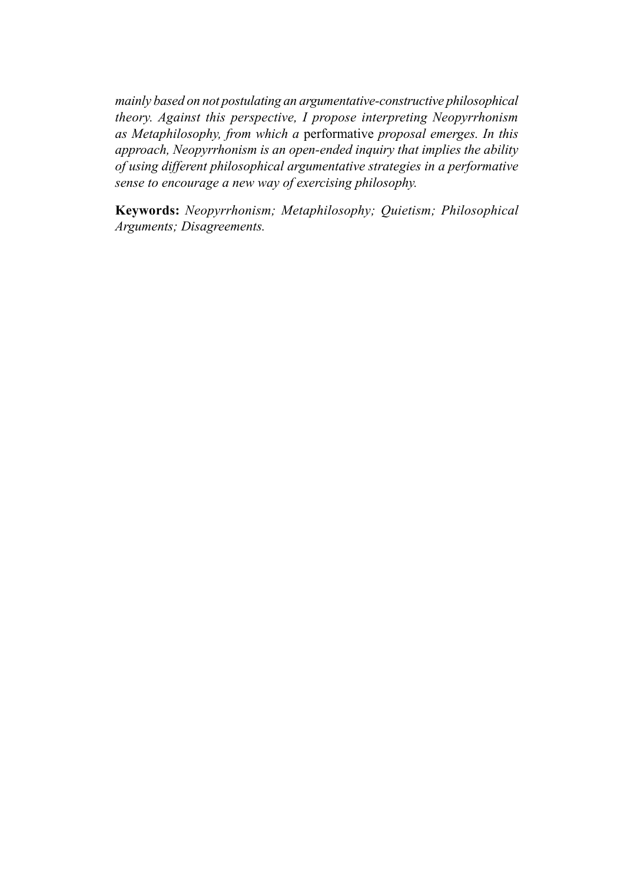*mainly based on not postulating an argumentative-constructive philosophical theory. Against this perspective, I propose interpreting Neopyrrhonism as Metaphilosophy, from which a* performative *proposal emerges. In this approach, Neopyrrhonism is an open-ended inquiry that implies the ability of using different philosophical argumentative strategies in a performative sense to encourage a new way of exercising philosophy.*

**Keywords:** *Neopyrrhonism; Metaphilosophy; Quietism; Philosophical Arguments; Disagreements.*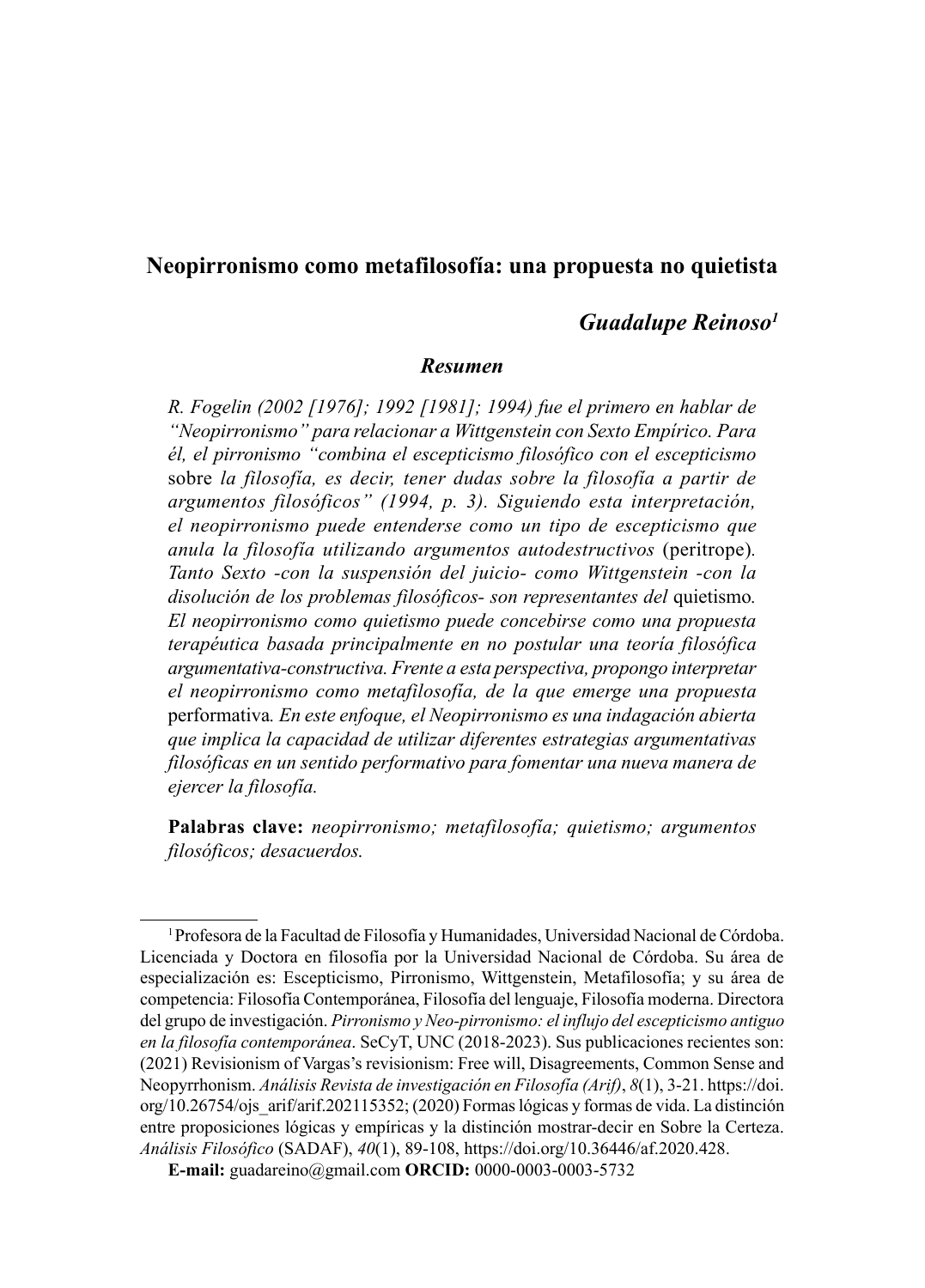# Neopirronismo como metafilosofía: una propuesta no quietista

***Guadalupe Reinoso*[1]**

### *Resumen*

*R. Fogelin (2002 [1976]; 1992 [1981]; 1994) fue el primero en hablar de "Neopirronismo" para relacionar a Wittgenstein con Sexto Empírico. Para él, el pirronismo "combina el escepticismo filosófico con el escepticismo* sobre *la filosofía, es decir, tener dudas sobre la filosofía a partir de argumentos filosóficos" (1994, p. 3). Siguiendo esta interpretación, el neopirronismo puede entenderse como un tipo de escepticismo que anula la filosofía utilizando argumentos autodestructivos* (peritrope)*. Tanto Sexto -con la suspensión del juicio- como Wittgenstein -con la disolución de los problemas filosóficos- son representantes del* quietismo*. El neopirronismo como quietismo puede concebirse como una propuesta terapéutica basada principalmente en no postular una teoría filosófica argumentativa-constructiva. Frente a esta perspectiva, propongo interpretar el neopirronismo como metafilosofía, de la que emerge una propuesta* performativa*. En este enfoque, el Neopirronismo es una indagación abierta que implica la capacidad de utilizar diferentes estrategias argumentativas filosóficas en un sentido performativo para fomentar una nueva manera de ejercer la filosofía.*

**Palabras clave:** *neopirronismo; metafilosofía; quietismo; argumentos filosóficos; desacuerdos.*

---

[1] Profesora de la Facultad de Filosofía y Humanidades, Universidad Nacional de Córdoba. Licenciada y Doctora en filosofía por la Universidad Nacional de Córdoba. Su área de especialización es: Escepticismo, Pirronismo, Wittgenstein, Metafilosofía; y su área de competencia: Filosofía Contemporánea, Filosofía del lenguaje, Filosofía moderna. Directora del grupo de investigación. *Pirronismo y Neo-pirronismo: el influjo del escepticismo antiguo en la filosofía contemporánea*. SeCyT, UNC (2018-2023). Sus publicaciones recientes son: (2021) Revisionism of Vargas's revisionism: Free will, Disagreements, Common Sense and Neopyrrhonism. *Análisis Revista de investigación en Filosofía (Arif)*, *8*(1), 3-21. https://doi.org/10.26754/ojs_arif/arif.202115352; (2020) Formas lógicas y formas de vida. La distinción entre proposiciones lógicas y empíricas y la distinción mostrar-decir en Sobre la Certeza. *Análisis Filosófico* (SADAF), *40*(1), 89-108, https://doi.org/10.36446/af.2020.428.

**E-mail:** guadareino@gmail.com **ORCID:** 0000-0003-0003-5732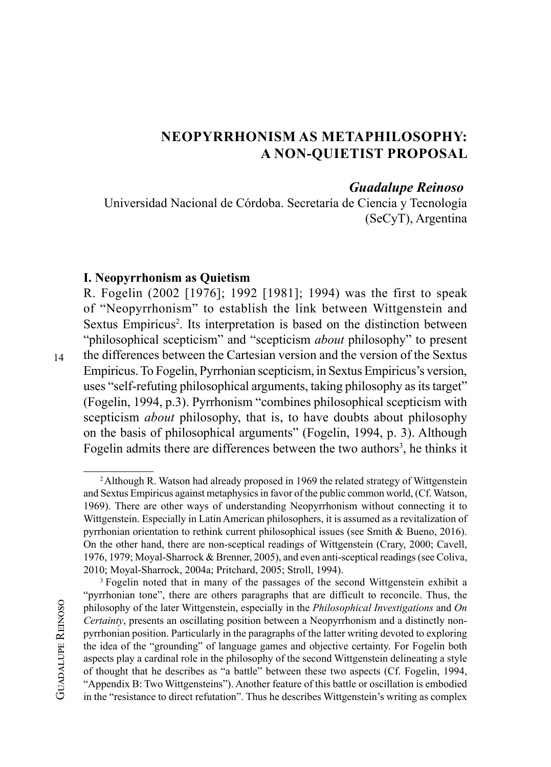## NEOPYRRHONISM AS METAPHILOSOPHY: A NON-QUIETIST PROPOSAL

***Guadalupe Reinoso***
Universidad Nacional de Córdoba. Secretaría de Ciencia y Tecnología (SeCyT), Argentina

### I. Neopyrrhonism as Quietism

R. Fogelin (2002 [1976]; 1992 [1981]; 1994) was the first to speak of "Neopyrrhonism" to establish the link between Wittgenstein and Sextus Empiricus[2]. Its interpretation is based on the distinction between "philosophical scepticism" and "scepticism *about* philosophy" to present the differences between the Cartesian version and the version of the Sextus Empiricus. To Fogelin, Pyrrhonian scepticism, in Sextus Empiricus's version, uses "self-refuting philosophical arguments, taking philosophy as its target" (Fogelin, 1994, p.3). Pyrrhonism "combines philosophical scepticism with scepticism *about* philosophy, that is, to have doubts about philosophy on the basis of philosophical arguments" (Fogelin, 1994, p. 3). Although Fogelin admits there are differences between the two authors[3], he thinks it

---

[2] Although R. Watson had already proposed in 1969 the related strategy of Wittgenstein and Sextus Empiricus against metaphysics in favor of the public common world, (Cf. Watson, 1969). There are other ways of understanding Neopyrrhonism without connecting it to Wittgenstein. Especially in Latin American philosophers, it is assumed as a revitalization of pyrrhonian orientation to rethink current philosophical issues (see Smith & Bueno, 2016). On the other hand, there are non-sceptical readings of Wittgenstein (Crary, 2000; Cavell, 1976, 1979; Moyal-Sharrock & Brenner, 2005), and even anti-sceptical readings (see Coliva, 2010; Moyal-Sharrock, 2004a; Pritchard, 2005; Stroll, 1994).

[3] Fogelin noted that in many of the passages of the second Wittgenstein exhibit a "pyrrhonian tone", there are others paragraphs that are difficult to reconcile. Thus, the philosophy of the later Wittgenstein, especially in the *Philosophical Investigations* and *On Certainty*, presents an oscillating position between a Neopyrrhonism and a distinctly non-pyrrhonian position. Particularly in the paragraphs of the latter writing devoted to exploring the idea of the "grounding" of language games and objective certainty. For Fogelin both aspects play a cardinal role in the philosophy of the second Wittgenstein delineating a style of thought that he describes as "a battle" between these two aspects (Cf. Fogelin, 1994, "Appendix B: Two Wittgensteins"). Another feature of this battle or oscillation is embodied in the "resistance to direct refutation". Thus he describes Wittgenstein's writing as complex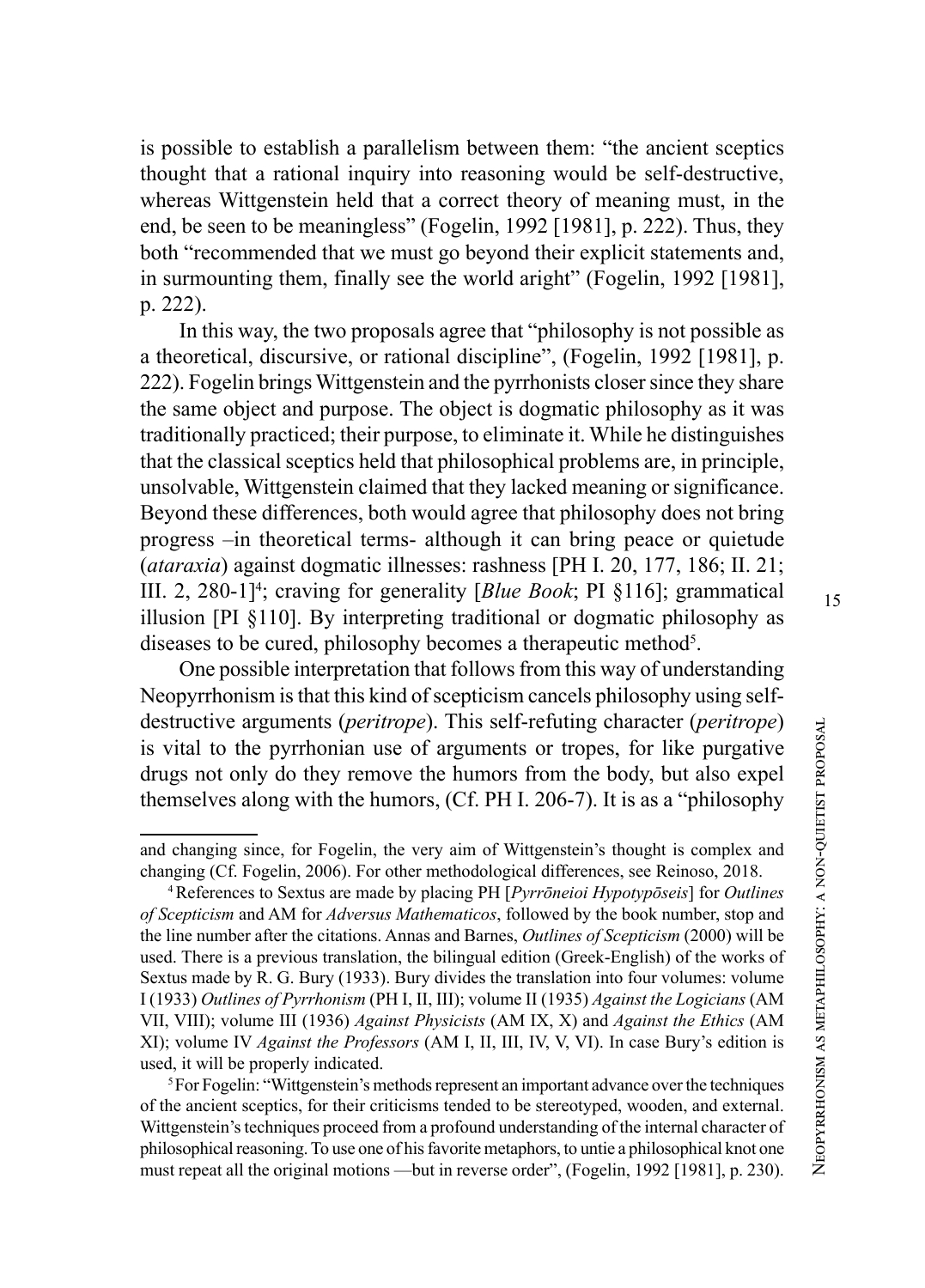is possible to establish a parallelism between them: "the ancient sceptics thought that a rational inquiry into reasoning would be self-destructive, whereas Wittgenstein held that a correct theory of meaning must, in the end, be seen to be meaningless" (Fogelin, 1992 [1981], p. 222). Thus, they both "recommended that we must go beyond their explicit statements and, in surmounting them, finally see the world aright" (Fogelin, 1992 [1981], p. 222).

In this way, the two proposals agree that "philosophy is not possible as a theoretical, discursive, or rational discipline", (Fogelin, 1992 [1981], p. 222). Fogelin brings Wittgenstein and the pyrrhonists closer since they share the same object and purpose. The object is dogmatic philosophy as it was traditionally practiced; their purpose, to eliminate it. While he distinguishes that the classical sceptics held that philosophical problems are, in principle, unsolvable, Wittgenstein claimed that they lacked meaning or significance. Beyond these differences, both would agree that philosophy does not bring progress –in theoretical terms- although it can bring peace or quietude (*ataraxia*) against dogmatic illnesses: rashness [PH I. 20, 177, 186; II. 21; III. 2, 280-1][4]; craving for generality [*Blue Book*; PI §116]; grammatical illusion [PI §110]. By interpreting traditional or dogmatic philosophy as diseases to be cured, philosophy becomes a therapeutic method[5].

One possible interpretation that follows from this way of understanding Neopyrrhonism is that this kind of scepticism cancels philosophy using self-destructive arguments (*peritrope*). This self-refuting character (*peritrope*) is vital to the pyrrhonian use of arguments or tropes, for like purgative drugs not only do they remove the humors from the body, but also expel themselves along with the humors, (Cf. PH I. 206-7). It is as a "philosophy

---

and changing since, for Fogelin, the very aim of Wittgenstein's thought is complex and changing (Cf. Fogelin, 2006). For other methodological differences, see Reinoso, 2018.

[4] References to Sextus are made by placing PH [*Pyrrōneioi Hypotypōseis*] for *Outlines of Scepticism* and AM for *Adversus Mathematicos*, followed by the book number, stop and the line number after the citations. Annas and Barnes, *Outlines of Scepticism* (2000) will be used. There is a previous translation, the bilingual edition (Greek-English) of the works of Sextus made by R. G. Bury (1933). Bury divides the translation into four volumes: volume I (1933) *Outlines of Pyrrhonism* (PH I, II, III); volume II (1935) *Against the Logicians* (AM VII, VIII); volume III (1936) *Against Physicists* (AM IX, X) and *Against the Ethics* (AM XI); volume IV *Against the Professors* (AM I, II, III, IV, V, VI). In case Bury's edition is used, it will be properly indicated.

[5] For Fogelin: "Wittgenstein's methods represent an important advance over the techniques of the ancient sceptics, for their criticisms tended to be stereotyped, wooden, and external. Wittgenstein's techniques proceed from a profound understanding of the internal character of philosophical reasoning. To use one of his favorite metaphors, to untie a philosophical knot one must repeat all the original motions —but in reverse order", (Fogelin, 1992 [1981], p. 230).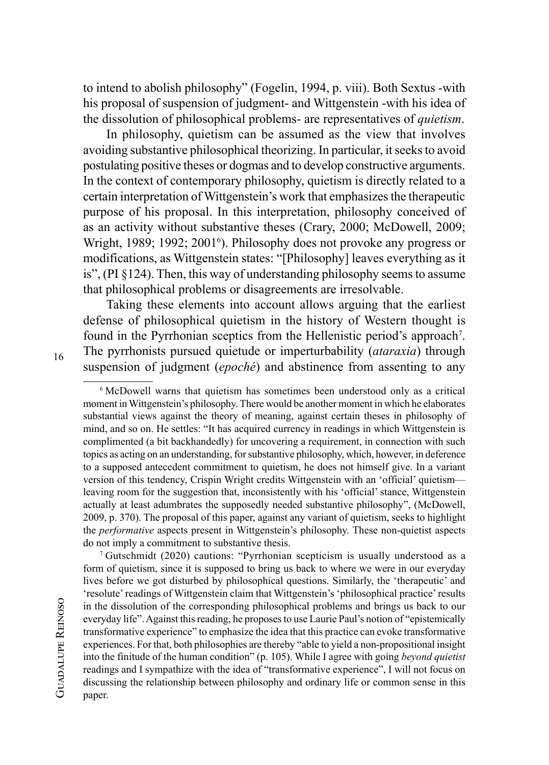to intend to abolish philosophy" (Fogelin, 1994, p. viii). Both Sextus -with his proposal of suspension of judgment- and Wittgenstein -with his idea of the dissolution of philosophical problems- are representatives of *quietism*.

In philosophy, quietism can be assumed as the view that involves avoiding substantive philosophical theorizing. In particular, it seeks to avoid postulating positive theses or dogmas and to develop constructive arguments. In the context of contemporary philosophy, quietism is directly related to a certain interpretation of Wittgenstein's work that emphasizes the therapeutic purpose of his proposal. In this interpretation, philosophy conceived of as an activity without substantive theses (Crary, 2000; McDowell, 2009; Wright, 1989; 1992; 2001[6]). Philosophy does not provoke any progress or modifications, as Wittgenstein states: "[Philosophy] leaves everything as it is", (PI §124). Then, this way of understanding philosophy seems to assume that philosophical problems or disagreements are irresolvable.

Taking these elements into account allows arguing that the earliest defense of philosophical quietism in the history of Western thought is found in the Pyrrhonian sceptics from the Hellenistic period's approach[7]. The pyrrhonists pursued quietude or imperturbability (*ataraxia*) through suspension of judgment (*epoché*) and abstinence from assenting to any

[6] McDowell warns that quietism has sometimes been understood only as a critical moment in Wittgenstein's philosophy. There would be another moment in which he elaborates substantial views against the theory of meaning, against certain theses in philosophy of mind, and so on. He settles: "It has acquired currency in readings in which Wittgenstein is complimented (a bit backhandedly) for uncovering a requirement, in connection with such topics as acting on an understanding, for substantive philosophy, which, however, in deference to a supposed antecedent commitment to quietism, he does not himself give. In a variant version of this tendency, Crispin Wright credits Wittgenstein with an 'official' quietism—leaving room for the suggestion that, inconsistently with his 'official' stance, Wittgenstein actually at least adumbrates the supposedly needed substantive philosophy", (McDowell, 2009, p. 370). The proposal of this paper, against any variant of quietism, seeks to highlight the *performative* aspects present in Wittgenstein's philosophy. These non-quietist aspects do not imply a commitment to substantive thesis.

[7] Gutschmidt (2020) cautions: "Pyrrhonian scepticism is usually understood as a form of quietism, since it is supposed to bring us back to where we were in our everyday lives before we got disturbed by philosophical questions. Similarly, the 'therapeutic' and 'resolute' readings of Wittgenstein claim that Wittgenstein's 'philosophical practice' results in the dissolution of the corresponding philosophical problems and brings us back to our everyday life". Against this reading, he proposes to use Laurie Paul's notion of "epistemically transformative experience" to emphasize the idea that this practice can evoke transformative experiences. For that, both philosophies are thereby "able to yield a non-propositional insight into the finitude of the human condition" (p. 105). While I agree with going *beyond quietist* readings and I sympathize with the idea of "transformative experience", I will not focus on discussing the relationship between philosophy and ordinary life or common sense in this paper.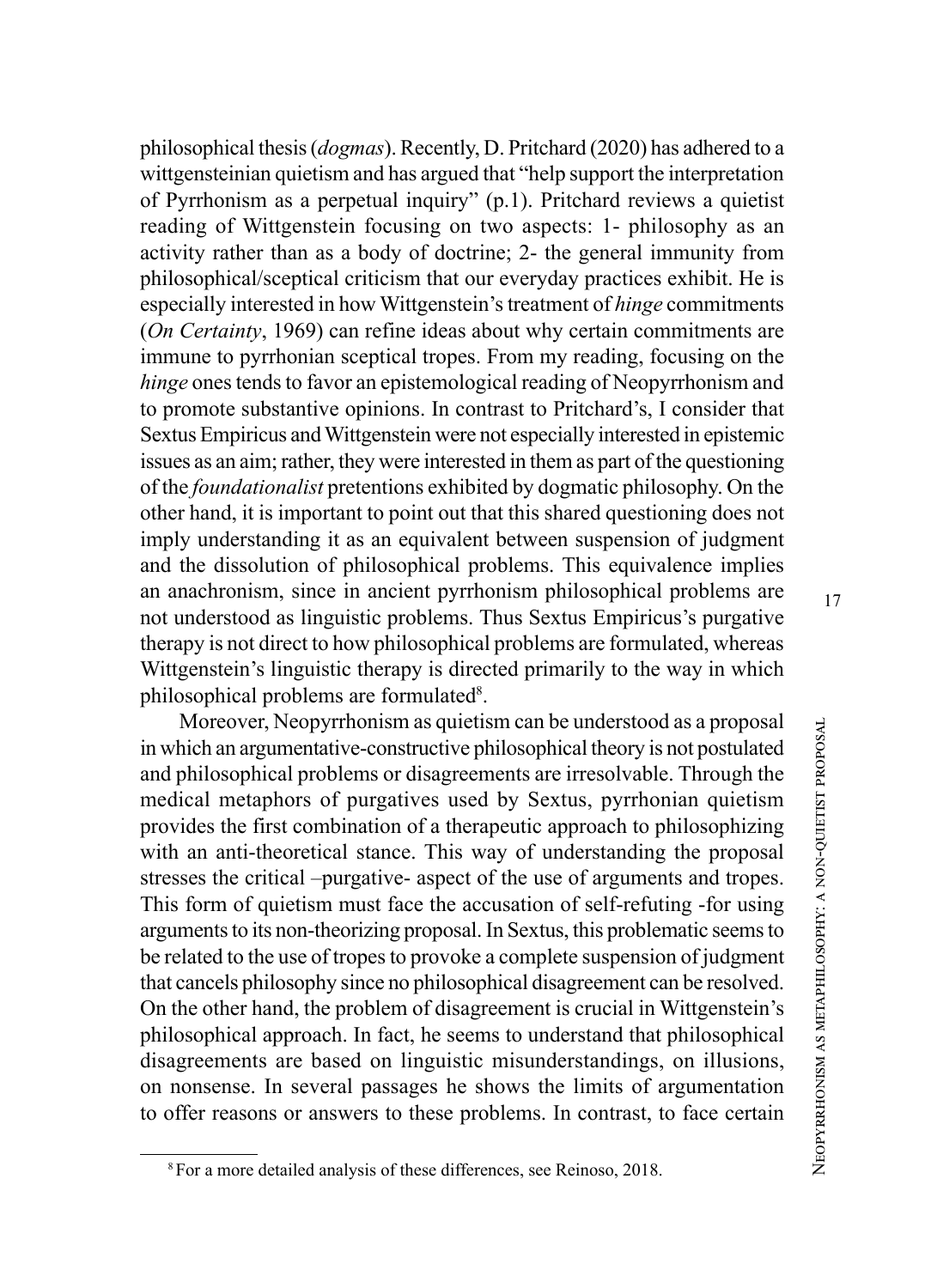philosophical thesis (*dogmas*). Recently, D. Pritchard (2020) has adhered to a wittgensteinian quietism and has argued that "help support the interpretation of Pyrrhonism as a perpetual inquiry" (p.1). Pritchard reviews a quietist reading of Wittgenstein focusing on two aspects: 1- philosophy as an activity rather than as a body of doctrine; 2- the general immunity from philosophical/sceptical criticism that our everyday practices exhibit. He is especially interested in how Wittgenstein's treatment of *hinge* commitments (*On Certainty*, 1969) can refine ideas about why certain commitments are immune to pyrrhonian sceptical tropes. From my reading, focusing on the *hinge* ones tends to favor an epistemological reading of Neopyrrhonism and to promote substantive opinions. In contrast to Pritchard's, I consider that Sextus Empiricus and Wittgenstein were not especially interested in epistemic issues as an aim; rather, they were interested in them as part of the questioning of the *foundationalist* pretentions exhibited by dogmatic philosophy. On the other hand, it is important to point out that this shared questioning does not imply understanding it as an equivalent between suspension of judgment and the dissolution of philosophical problems. This equivalence implies an anachronism, since in ancient pyrrhonism philosophical problems are not understood as linguistic problems. Thus Sextus Empiricus's purgative therapy is not direct to how philosophical problems are formulated, whereas Wittgenstein's linguistic therapy is directed primarily to the way in which philosophical problems are formulated[8].

Moreover, Neopyrrhonism as quietism can be understood as a proposal in which an argumentative-constructive philosophical theory is not postulated and philosophical problems or disagreements are irresolvable. Through the medical metaphors of purgatives used by Sextus, pyrrhonian quietism provides the first combination of a therapeutic approach to philosophizing with an anti-theoretical stance. This way of understanding the proposal stresses the critical –purgative- aspect of the use of arguments and tropes. This form of quietism must face the accusation of self-refuting -for using arguments to its non-theorizing proposal. In Sextus, this problematic seems to be related to the use of tropes to provoke a complete suspension of judgment that cancels philosophy since no philosophical disagreement can be resolved. On the other hand, the problem of disagreement is crucial in Wittgenstein's philosophical approach. In fact, he seems to understand that philosophical disagreements are based on linguistic misunderstandings, on illusions, on nonsense. In several passages he shows the limits of argumentation to offer reasons or answers to these problems. In contrast, to face certain

[8] For a more detailed analysis of these differences, see Reinoso, 2018.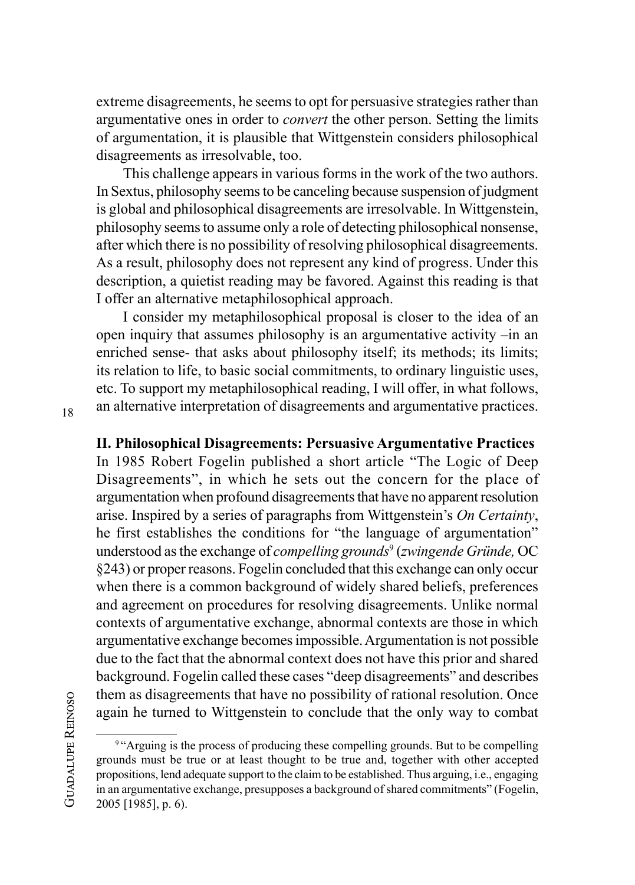extreme disagreements, he seems to opt for persuasive strategies rather than argumentative ones in order to *convert* the other person. Setting the limits of argumentation, it is plausible that Wittgenstein considers philosophical disagreements as irresolvable, too.

This challenge appears in various forms in the work of the two authors. In Sextus, philosophy seems to be canceling because suspension of judgment is global and philosophical disagreements are irresolvable. In Wittgenstein, philosophy seems to assume only a role of detecting philosophical nonsense, after which there is no possibility of resolving philosophical disagreements. As a result, philosophy does not represent any kind of progress. Under this description, a quietist reading may be favored. Against this reading is that I offer an alternative metaphilosophical approach.

I consider my metaphilosophical proposal is closer to the idea of an open inquiry that assumes philosophy is an argumentative activity –in an enriched sense- that asks about philosophy itself; its methods; its limits; its relation to life, to basic social commitments, to ordinary linguistic uses, etc. To support my metaphilosophical reading, I will offer, in what follows, an alternative interpretation of disagreements and argumentative practices.

## II. Philosophical Disagreements: Persuasive Argumentative Practices

In 1985 Robert Fogelin published a short article "The Logic of Deep Disagreements", in which he sets out the concern for the place of argumentation when profound disagreements that have no apparent resolution arise. Inspired by a series of paragraphs from Wittgenstein's *On Certainty*, he first establishes the conditions for "the language of argumentation" understood as the exchange of *compelling grounds*[9] (*zwingende Gründe,* OC §243) or proper reasons. Fogelin concluded that this exchange can only occur when there is a common background of widely shared beliefs, preferences and agreement on procedures for resolving disagreements. Unlike normal contexts of argumentative exchange, abnormal contexts are those in which argumentative exchange becomes impossible. Argumentation is not possible due to the fact that the abnormal context does not have this prior and shared background. Fogelin called these cases "deep disagreements" and describes them as disagreements that have no possibility of rational resolution. Once again he turned to Wittgenstein to conclude that the only way to combat

[9] "Arguing is the process of producing these compelling grounds. But to be compelling grounds must be true or at least thought to be true and, together with other accepted propositions, lend adequate support to the claim to be established. Thus arguing, i.e., engaging in an argumentative exchange, presupposes a background of shared commitments" (Fogelin, 2005 [1985], p. 6).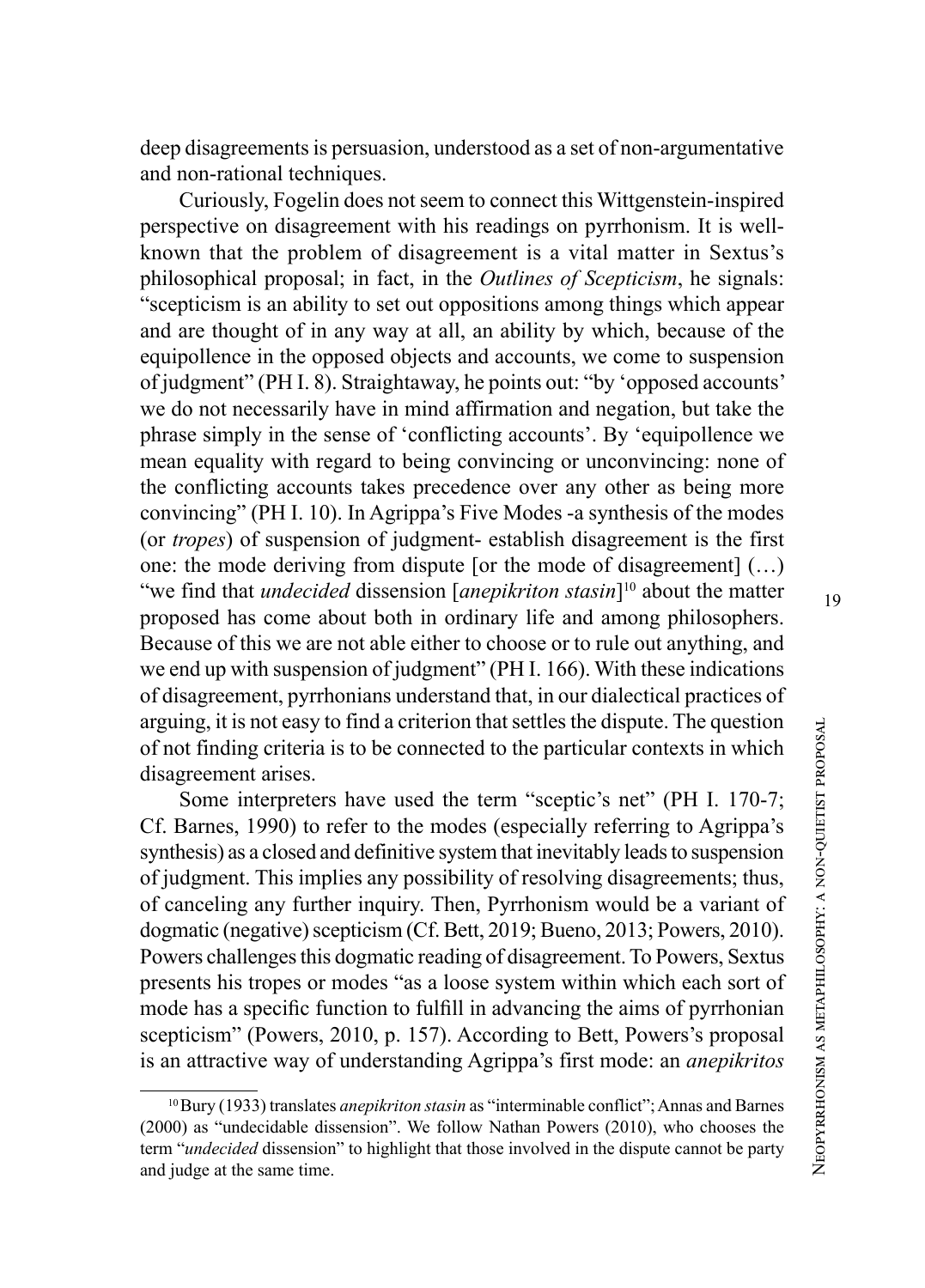deep disagreements is persuasion, understood as a set of non-argumentative and non-rational techniques.

Curiously, Fogelin does not seem to connect this Wittgenstein-inspired perspective on disagreement with his readings on pyrrhonism. It is well-known that the problem of disagreement is a vital matter in Sextus's philosophical proposal; in fact, in the *Outlines of Scepticism*, he signals: "scepticism is an ability to set out oppositions among things which appear and are thought of in any way at all, an ability by which, because of the equipollence in the opposed objects and accounts, we come to suspension of judgment" (PH I. 8). Straightaway, he points out: "by 'opposed accounts' we do not necessarily have in mind affirmation and negation, but take the phrase simply in the sense of 'conflicting accounts'. By 'equipollence we mean equality with regard to being convincing or unconvincing: none of the conflicting accounts takes precedence over any other as being more convincing" (PH I. 10). In Agrippa's Five Modes -a synthesis of the modes (or *tropes*) of suspension of judgment- establish disagreement is the first one: the mode deriving from dispute [or the mode of disagreement] (…) "we find that *undecided* dissension [*anepikriton stasin*][10] about the matter proposed has come about both in ordinary life and among philosophers. Because of this we are not able either to choose or to rule out anything, and we end up with suspension of judgment" (PH I. 166). With these indications of disagreement, pyrrhonians understand that, in our dialectical practices of arguing, it is not easy to find a criterion that settles the dispute. The question of not finding criteria is to be connected to the particular contexts in which disagreement arises.

Some interpreters have used the term "sceptic's net" (PH I. 170-7; Cf. Barnes, 1990) to refer to the modes (especially referring to Agrippa's synthesis) as a closed and definitive system that inevitably leads to suspension of judgment. This implies any possibility of resolving disagreements; thus, of canceling any further inquiry. Then, Pyrrhonism would be a variant of dogmatic (negative) scepticism (Cf. Bett, 2019; Bueno, 2013; Powers, 2010). Powers challenges this dogmatic reading of disagreement. To Powers, Sextus presents his tropes or modes "as a loose system within which each sort of mode has a specific function to fulfill in advancing the aims of pyrrhonian scepticism" (Powers, 2010, p. 157). According to Bett, Powers's proposal is an attractive way of understanding Agrippa's first mode: an *anepikritos*

[10] Bury (1933) translates *anepikriton stasin* as "interminable conflict"; Annas and Barnes (2000) as "undecidable dissension". We follow Nathan Powers (2010), who chooses the term "*undecided* dissension" to highlight that those involved in the dispute cannot be party and judge at the same time.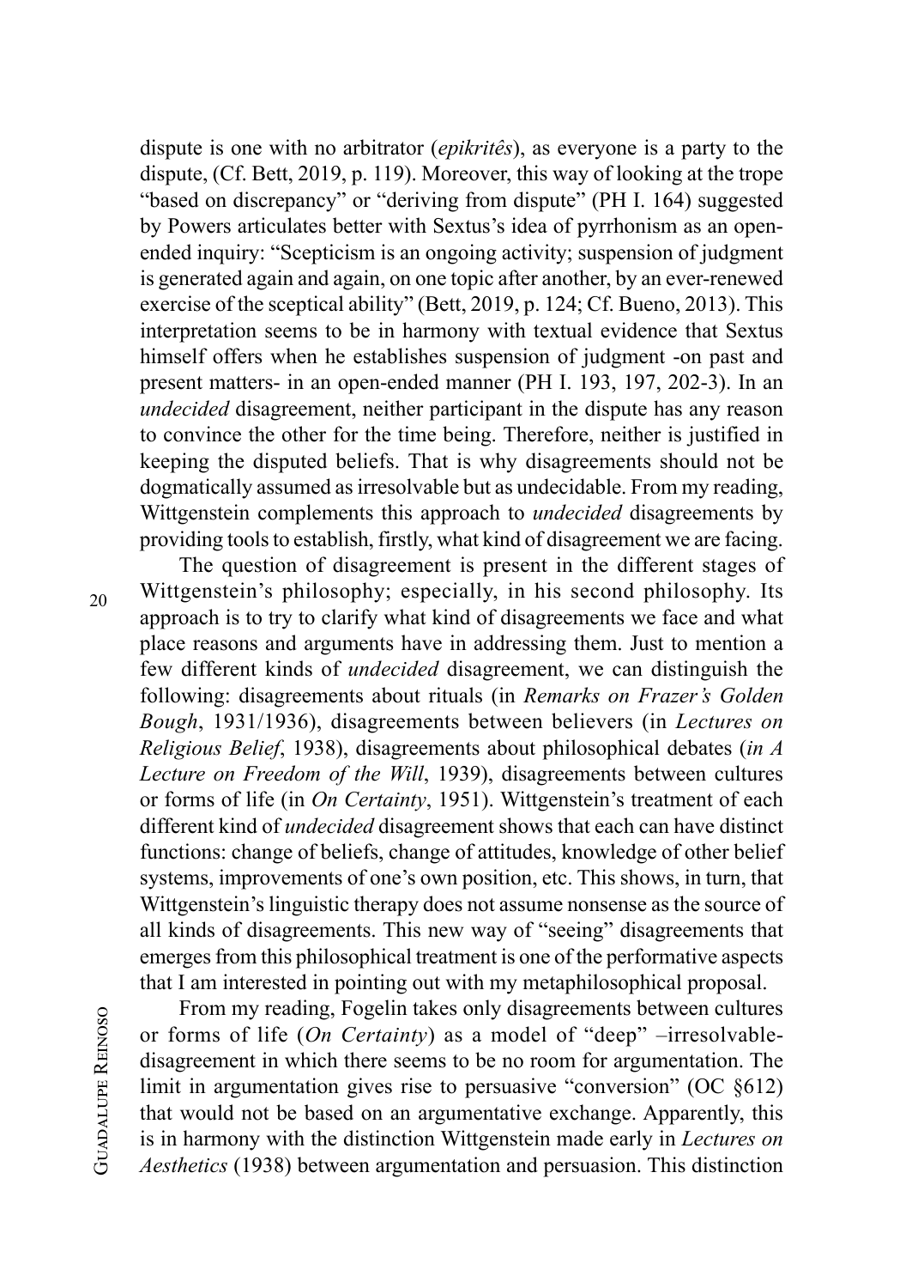dispute is one with no arbitrator (*epikritês*), as everyone is a party to the dispute, (Cf. Bett, 2019, p. 119). Moreover, this way of looking at the trope "based on discrepancy" or "deriving from dispute" (PH I. 164) suggested by Powers articulates better with Sextus's idea of pyrrhonism as an open-ended inquiry: "Scepticism is an ongoing activity; suspension of judgment is generated again and again, on one topic after another, by an ever-renewed exercise of the sceptical ability" (Bett, 2019, p. 124; Cf. Bueno, 2013). This interpretation seems to be in harmony with textual evidence that Sextus himself offers when he establishes suspension of judgment -on past and present matters- in an open-ended manner (PH I. 193, 197, 202-3). In an *undecided* disagreement, neither participant in the dispute has any reason to convince the other for the time being. Therefore, neither is justified in keeping the disputed beliefs. That is why disagreements should not be dogmatically assumed as irresolvable but as undecidable. From my reading, Wittgenstein complements this approach to *undecided* disagreements by providing tools to establish, firstly, what kind of disagreement we are facing.

The question of disagreement is present in the different stages of Wittgenstein's philosophy; especially, in his second philosophy. Its approach is to try to clarify what kind of disagreements we face and what place reasons and arguments have in addressing them. Just to mention a few different kinds of *undecided* disagreement, we can distinguish the following: disagreements about rituals (in *Remarks on Frazer's Golden Bough*, 1931/1936), disagreements between believers (in *Lectures on Religious Belief*, 1938), disagreements about philosophical debates (*in A Lecture on Freedom of the Will*, 1939), disagreements between cultures or forms of life (in *On Certainty*, 1951). Wittgenstein's treatment of each different kind of *undecided* disagreement shows that each can have distinct functions: change of beliefs, change of attitudes, knowledge of other belief systems, improvements of one's own position, etc. This shows, in turn, that Wittgenstein's linguistic therapy does not assume nonsense as the source of all kinds of disagreements. This new way of "seeing" disagreements that emerges from this philosophical treatment is one of the performative aspects that I am interested in pointing out with my metaphilosophical proposal.

From my reading, Fogelin takes only disagreements between cultures or forms of life (*On Certainty*) as a model of "deep" –irresolvable- disagreement in which there seems to be no room for argumentation. The limit in argumentation gives rise to persuasive "conversion" (OC §612) that would not be based on an argumentative exchange. Apparently, this is in harmony with the distinction Wittgenstein made early in *Lectures on Aesthetics* (1938) between argumentation and persuasion. This distinction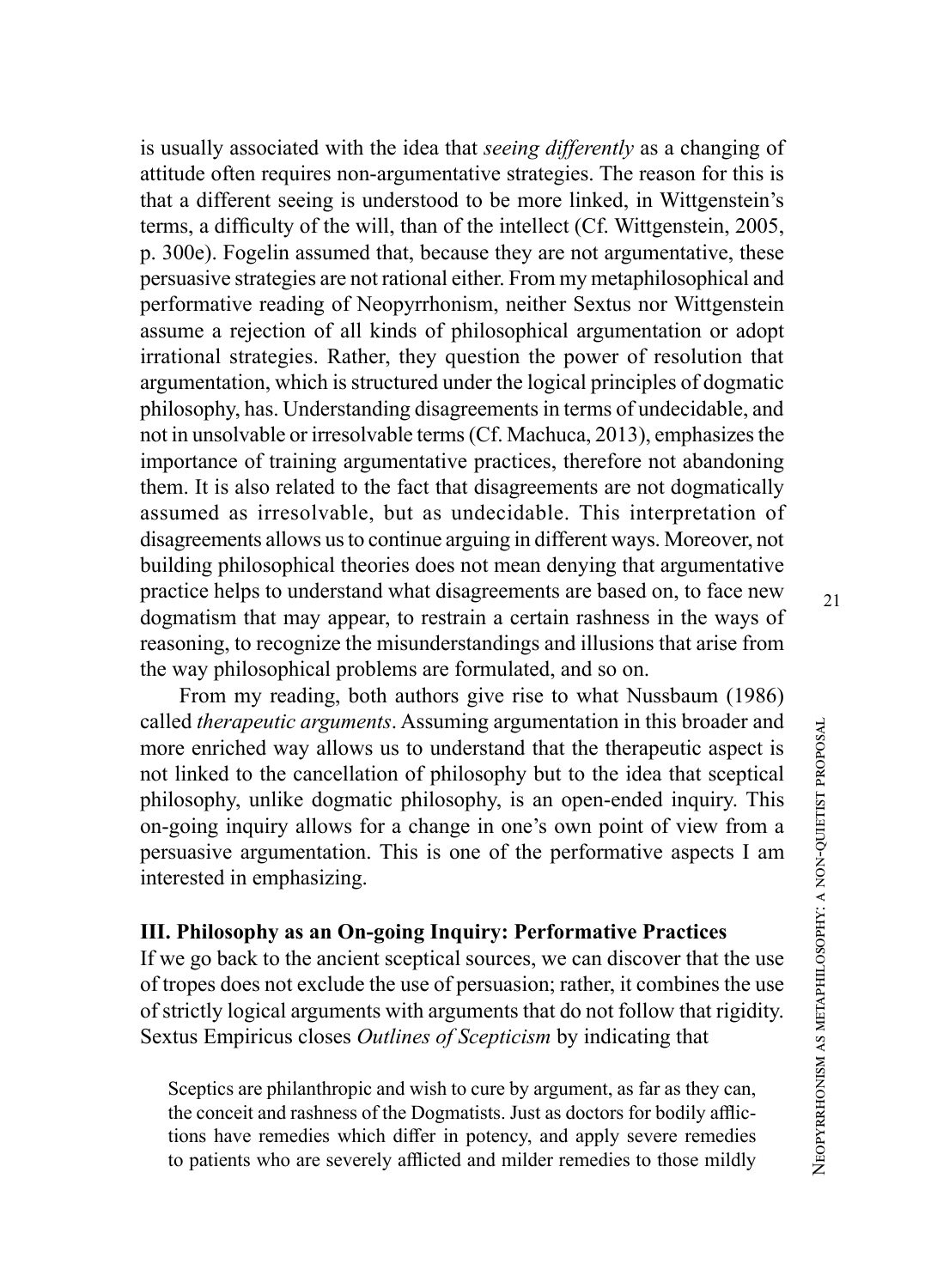is usually associated with the idea that *seeing differently* as a changing of attitude often requires non-argumentative strategies. The reason for this is that a different seeing is understood to be more linked, in Wittgenstein's terms, a difficulty of the will, than of the intellect (Cf. Wittgenstein, 2005, p. 300e). Fogelin assumed that, because they are not argumentative, these persuasive strategies are not rational either. From my metaphilosophical and performative reading of Neopyrrhonism, neither Sextus nor Wittgenstein assume a rejection of all kinds of philosophical argumentation or adopt irrational strategies. Rather, they question the power of resolution that argumentation, which is structured under the logical principles of dogmatic philosophy, has. Understanding disagreements in terms of undecidable, and not in unsolvable or irresolvable terms (Cf. Machuca, 2013), emphasizes the importance of training argumentative practices, therefore not abandoning them. It is also related to the fact that disagreements are not dogmatically assumed as irresolvable, but as undecidable. This interpretation of disagreements allows us to continue arguing in different ways. Moreover, not building philosophical theories does not mean denying that argumentative practice helps to understand what disagreements are based on, to face new dogmatism that may appear, to restrain a certain rashness in the ways of reasoning, to recognize the misunderstandings and illusions that arise from the way philosophical problems are formulated, and so on.

From my reading, both authors give rise to what Nussbaum (1986) called *therapeutic arguments*. Assuming argumentation in this broader and more enriched way allows us to understand that the therapeutic aspect is not linked to the cancellation of philosophy but to the idea that sceptical philosophy, unlike dogmatic philosophy, is an open-ended inquiry. This on-going inquiry allows for a change in one's own point of view from a persuasive argumentation. This is one of the performative aspects I am interested in emphasizing.

## III. Philosophy as an On-going Inquiry: Performative Practices

If we go back to the ancient sceptical sources, we can discover that the use of tropes does not exclude the use of persuasion; rather, it combines the use of strictly logical arguments with arguments that do not follow that rigidity. Sextus Empiricus closes *Outlines of Scepticism* by indicating that

> Sceptics are philanthropic and wish to cure by argument, as far as they can, the conceit and rashness of the Dogmatists. Just as doctors for bodily afflictions have remedies which differ in potency, and apply severe remedies to patients who are severely afflicted and milder remedies to those mildly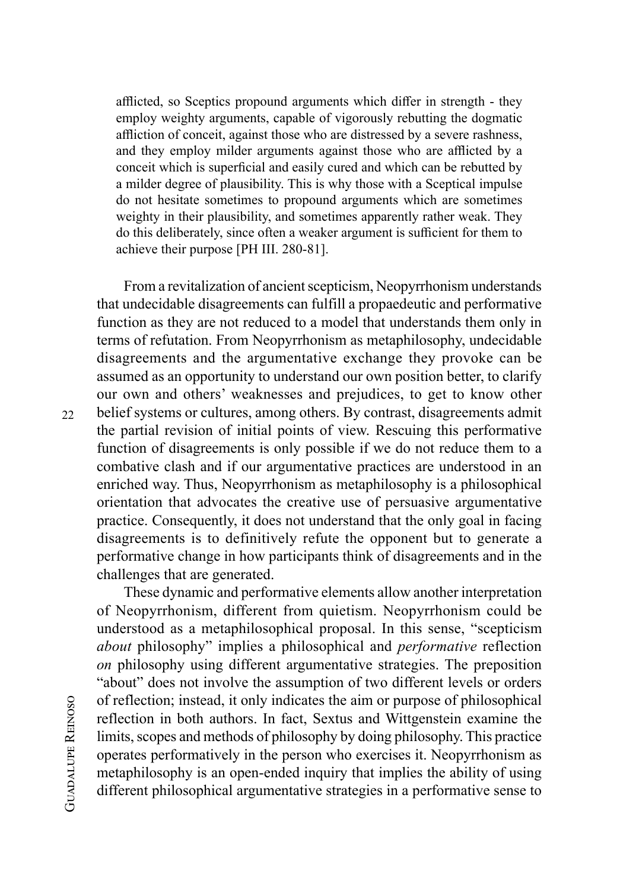afflicted, so Sceptics propound arguments which differ in strength - they employ weighty arguments, capable of vigorously rebutting the dogmatic affliction of conceit, against those who are distressed by a severe rashness, and they employ milder arguments against those who are afflicted by a conceit which is superficial and easily cured and which can be rebutted by a milder degree of plausibility. This is why those with a Sceptical impulse do not hesitate sometimes to propound arguments which are sometimes weighty in their plausibility, and sometimes apparently rather weak. They do this deliberately, since often a weaker argument is sufficient for them to achieve their purpose [PH III. 280-81].

From a revitalization of ancient scepticism, Neopyrrhonism understands that undecidable disagreements can fulfill a propaedeutic and performative function as they are not reduced to a model that understands them only in terms of refutation. From Neopyrrhonism as metaphilosophy, undecidable disagreements and the argumentative exchange they provoke can be assumed as an opportunity to understand our own position better, to clarify our own and others' weaknesses and prejudices, to get to know other belief systems or cultures, among others. By contrast, disagreements admit the partial revision of initial points of view. Rescuing this performative function of disagreements is only possible if we do not reduce them to a combative clash and if our argumentative practices are understood in an enriched way. Thus, Neopyrrhonism as metaphilosophy is a philosophical orientation that advocates the creative use of persuasive argumentative practice. Consequently, it does not understand that the only goal in facing disagreements is to definitively refute the opponent but to generate a performative change in how participants think of disagreements and in the challenges that are generated.

These dynamic and performative elements allow another interpretation of Neopyrrhonism, different from quietism. Neopyrrhonism could be understood as a metaphilosophical proposal. In this sense, "scepticism *about* philosophy" implies a philosophical and *performative* reflection *on* philosophy using different argumentative strategies. The preposition "about" does not involve the assumption of two different levels or orders of reflection; instead, it only indicates the aim or purpose of philosophical reflection in both authors. In fact, Sextus and Wittgenstein examine the limits, scopes and methods of philosophy by doing philosophy. This practice operates performatively in the person who exercises it. Neopyrrhonism as metaphilosophy is an open-ended inquiry that implies the ability of using different philosophical argumentative strategies in a performative sense to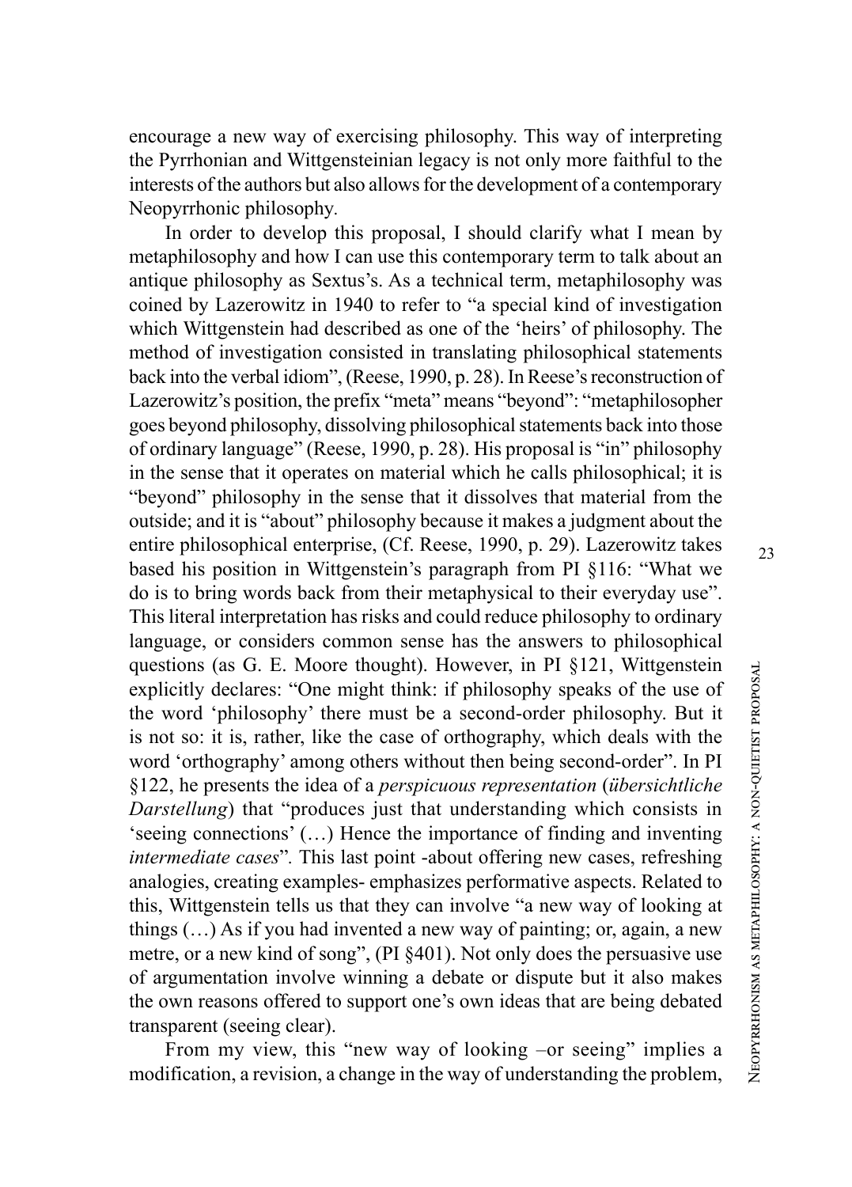encourage a new way of exercising philosophy. This way of interpreting the Pyrrhonian and Wittgensteinian legacy is not only more faithful to the interests of the authors but also allows for the development of a contemporary Neopyrrhonic philosophy.

In order to develop this proposal, I should clarify what I mean by metaphilosophy and how I can use this contemporary term to talk about an antique philosophy as Sextus's. As a technical term, metaphilosophy was coined by Lazerowitz in 1940 to refer to "a special kind of investigation which Wittgenstein had described as one of the 'heirs' of philosophy. The method of investigation consisted in translating philosophical statements back into the verbal idiom", (Reese, 1990, p. 28). In Reese's reconstruction of Lazerowitz's position, the prefix "meta" means "beyond": "metaphilosopher goes beyond philosophy, dissolving philosophical statements back into those of ordinary language" (Reese, 1990, p. 28). His proposal is "in" philosophy in the sense that it operates on material which he calls philosophical; it is "beyond" philosophy in the sense that it dissolves that material from the outside; and it is "about" philosophy because it makes a judgment about the entire philosophical enterprise, (Cf. Reese, 1990, p. 29). Lazerowitz takes based his position in Wittgenstein's paragraph from PI §116: "What we do is to bring words back from their metaphysical to their everyday use". This literal interpretation has risks and could reduce philosophy to ordinary language, or considers common sense has the answers to philosophical questions (as G. E. Moore thought). However, in PI §121, Wittgenstein explicitly declares: "One might think: if philosophy speaks of the use of the word 'philosophy' there must be a second-order philosophy. But it is not so: it is, rather, like the case of orthography, which deals with the word 'orthography' among others without then being second-order". In PI §122, he presents the idea of a *perspicuous representation* (*übersichtliche Darstellung*) that "produces just that understanding which consists in 'seeing connections' (…) Hence the importance of finding and inventing *intermediate cases*". This last point -about offering new cases, refreshing analogies, creating examples- emphasizes performative aspects. Related to this, Wittgenstein tells us that they can involve "a new way of looking at things (…) As if you had invented a new way of painting; or, again, a new metre, or a new kind of song", (PI §401). Not only does the persuasive use of argumentation involve winning a debate or dispute but it also makes the own reasons offered to support one's own ideas that are being debated transparent (seeing clear).

From my view, this "new way of looking –or seeing" implies a modification, a revision, a change in the way of understanding the problem,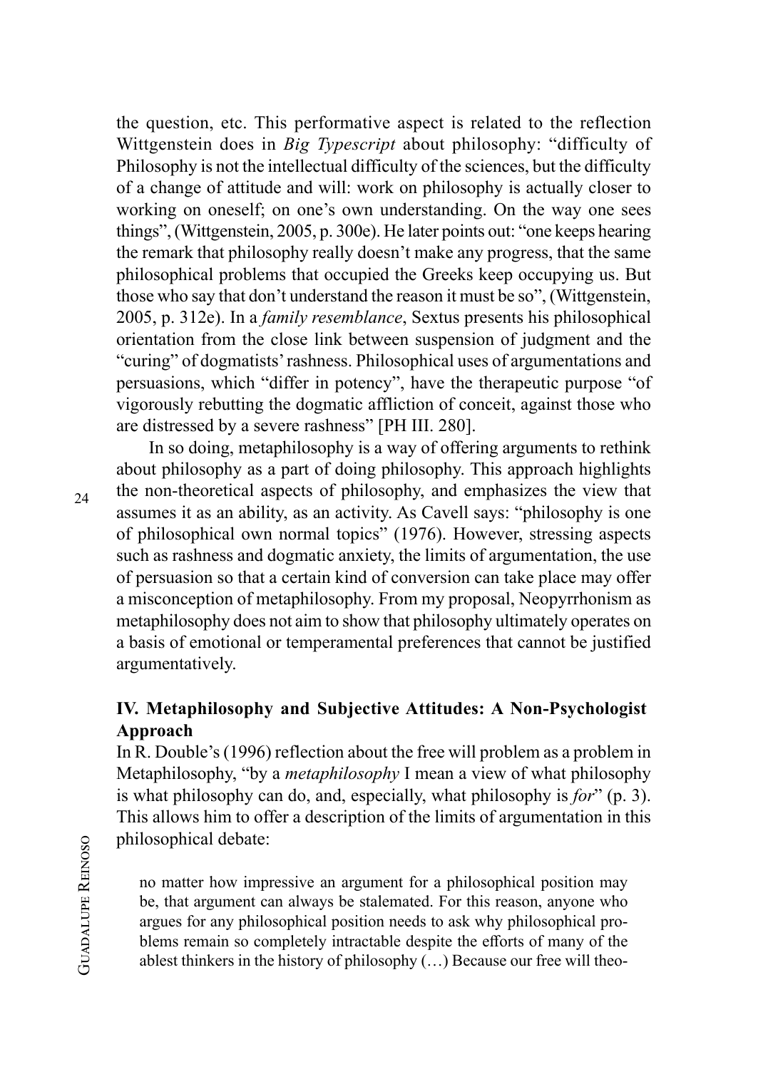the question, etc. This performative aspect is related to the reflection Wittgenstein does in *Big Typescript* about philosophy: "difficulty of Philosophy is not the intellectual difficulty of the sciences, but the difficulty of a change of attitude and will: work on philosophy is actually closer to working on oneself; on one's own understanding. On the way one sees things", (Wittgenstein, 2005, p. 300e). He later points out: "one keeps hearing the remark that philosophy really doesn't make any progress, that the same philosophical problems that occupied the Greeks keep occupying us. But those who say that don't understand the reason it must be so", (Wittgenstein, 2005, p. 312e). In a *family resemblance*, Sextus presents his philosophical orientation from the close link between suspension of judgment and the "curing" of dogmatists' rashness. Philosophical uses of argumentations and persuasions, which "differ in potency", have the therapeutic purpose "of vigorously rebutting the dogmatic affliction of conceit, against those who are distressed by a severe rashness" [PH III. 280].

In so doing, metaphilosophy is a way of offering arguments to rethink about philosophy as a part of doing philosophy. This approach highlights the non-theoretical aspects of philosophy, and emphasizes the view that assumes it as an ability, as an activity. As Cavell says: "philosophy is one of philosophical own normal topics" (1976). However, stressing aspects such as rashness and dogmatic anxiety, the limits of argumentation, the use of persuasion so that a certain kind of conversion can take place may offer a misconception of metaphilosophy. From my proposal, Neopyrrhonism as metaphilosophy does not aim to show that philosophy ultimately operates on a basis of emotional or temperamental preferences that cannot be justified argumentatively.

## IV. Metaphilosophy and Subjective Attitudes: A Non-Psychologist Approach

In R. Double's (1996) reflection about the free will problem as a problem in Metaphilosophy, "by a *metaphilosophy* I mean a view of what philosophy is what philosophy can do, and, especially, what philosophy is *for*" (p. 3). This allows him to offer a description of the limits of argumentation in this philosophical debate:

> no matter how impressive an argument for a philosophical position may be, that argument can always be stalemated. For this reason, anyone who argues for any philosophical position needs to ask why philosophical problems remain so completely intractable despite the efforts of many of the ablest thinkers in the history of philosophy (…) Because our free will theo-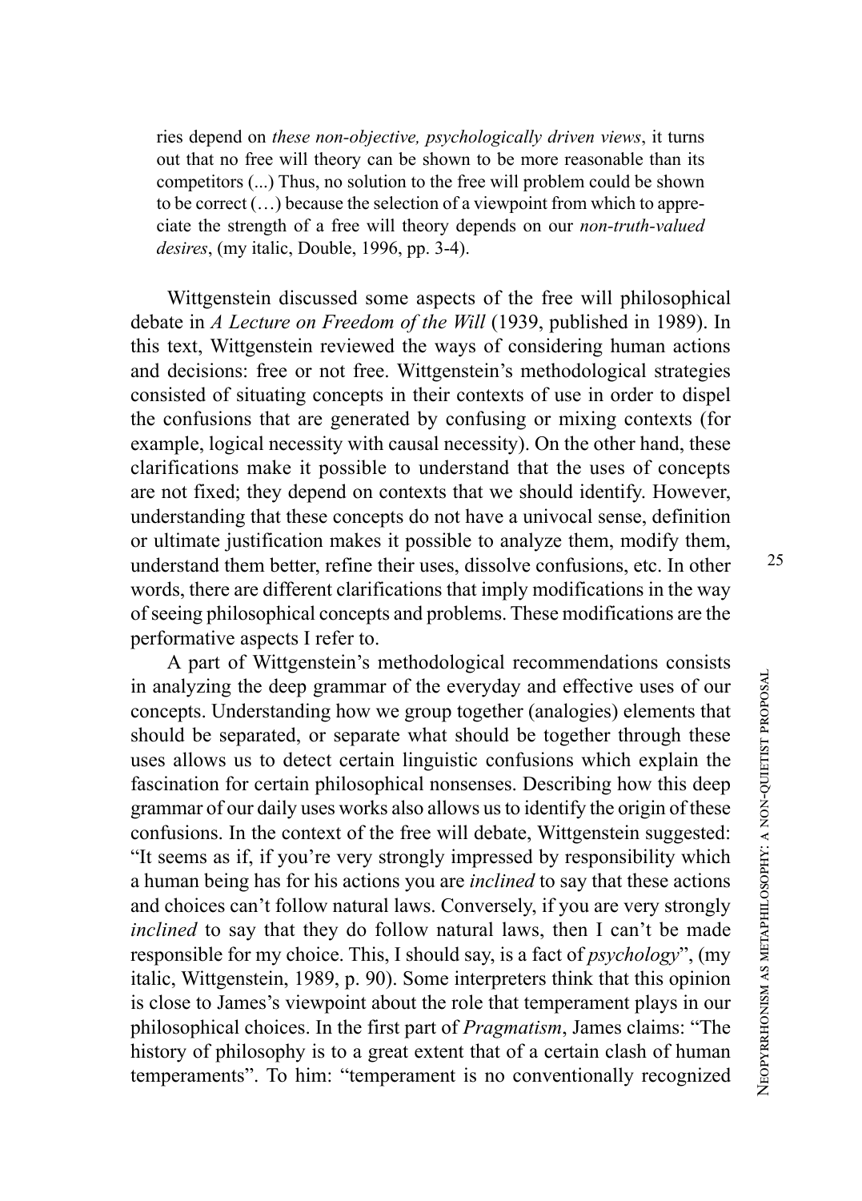> ries depend on *these non-objective, psychologically driven views*, it turns out that no free will theory can be shown to be more reasonable than its competitors (...) Thus, no solution to the free will problem could be shown to be correct (…) because the selection of a viewpoint from which to appreciate the strength of a free will theory depends on our *non-truth-valued desires*, (my italic, Double, 1996, pp. 3-4).

Wittgenstein discussed some aspects of the free will philosophical debate in *A Lecture on Freedom of the Will* (1939, published in 1989). In this text, Wittgenstein reviewed the ways of considering human actions and decisions: free or not free. Wittgenstein's methodological strategies consisted of situating concepts in their contexts of use in order to dispel the confusions that are generated by confusing or mixing contexts (for example, logical necessity with causal necessity). On the other hand, these clarifications make it possible to understand that the uses of concepts are not fixed; they depend on contexts that we should identify. However, understanding that these concepts do not have a univocal sense, definition or ultimate justification makes it possible to analyze them, modify them, understand them better, refine their uses, dissolve confusions, etc. In other words, there are different clarifications that imply modifications in the way of seeing philosophical concepts and problems. These modifications are the performative aspects I refer to.

A part of Wittgenstein's methodological recommendations consists in analyzing the deep grammar of the everyday and effective uses of our concepts. Understanding how we group together (analogies) elements that should be separated, or separate what should be together through these uses allows us to detect certain linguistic confusions which explain the fascination for certain philosophical nonsenses. Describing how this deep grammar of our daily uses works also allows us to identify the origin of these confusions. In the context of the free will debate, Wittgenstein suggested: "It seems as if, if you're very strongly impressed by responsibility which a human being has for his actions you are *inclined* to say that these actions and choices can't follow natural laws. Conversely, if you are very strongly *inclined* to say that they do follow natural laws, then I can't be made responsible for my choice. This, I should say, is a fact of *psychology*", (my italic, Wittgenstein, 1989, p. 90). Some interpreters think that this opinion is close to James's viewpoint about the role that temperament plays in our philosophical choices. In the first part of *Pragmatism*, James claims: "The history of philosophy is to a great extent that of a certain clash of human temperaments". To him: "temperament is no conventionally recognized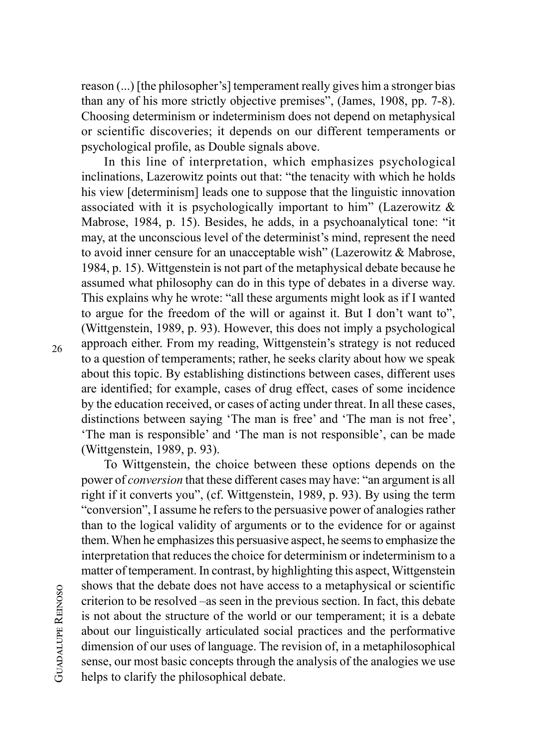reason (...) [the philosopher's] temperament really gives him a stronger bias than any of his more strictly objective premises", (James, 1908, pp. 7-8). Choosing determinism or indeterminism does not depend on metaphysical or scientific discoveries; it depends on our different temperaments or psychological profile, as Double signals above.

In this line of interpretation, which emphasizes psychological inclinations, Lazerowitz points out that: "the tenacity with which he holds his view [determinism] leads one to suppose that the linguistic innovation associated with it is psychologically important to him" (Lazerowitz & Mabrose, 1984, p. 15). Besides, he adds, in a psychoanalytical tone: "it may, at the unconscious level of the determinist's mind, represent the need to avoid inner censure for an unacceptable wish" (Lazerowitz & Mabrose, 1984, p. 15). Wittgenstein is not part of the metaphysical debate because he assumed what philosophy can do in this type of debates in a diverse way. This explains why he wrote: "all these arguments might look as if I wanted to argue for the freedom of the will or against it. But I don't want to", (Wittgenstein, 1989, p. 93). However, this does not imply a psychological approach either. From my reading, Wittgenstein's strategy is not reduced to a question of temperaments; rather, he seeks clarity about how we speak about this topic. By establishing distinctions between cases, different uses are identified; for example, cases of drug effect, cases of some incidence by the education received, or cases of acting under threat. In all these cases, distinctions between saying 'The man is free' and 'The man is not free', 'The man is responsible' and 'The man is not responsible', can be made (Wittgenstein, 1989, p. 93).

To Wittgenstein, the choice between these options depends on the power of *conversion* that these different cases may have: "an argument is all right if it converts you", (cf. Wittgenstein, 1989, p. 93). By using the term "conversion", I assume he refers to the persuasive power of analogies rather than to the logical validity of arguments or to the evidence for or against them. When he emphasizes this persuasive aspect, he seems to emphasize the interpretation that reduces the choice for determinism or indeterminism to a matter of temperament. In contrast, by highlighting this aspect, Wittgenstein shows that the debate does not have access to a metaphysical or scientific criterion to be resolved –as seen in the previous section. In fact, this debate is not about the structure of the world or our temperament; it is a debate about our linguistically articulated social practices and the performative dimension of our uses of language. The revision of, in a metaphilosophical sense, our most basic concepts through the analysis of the analogies we use helps to clarify the philosophical debate.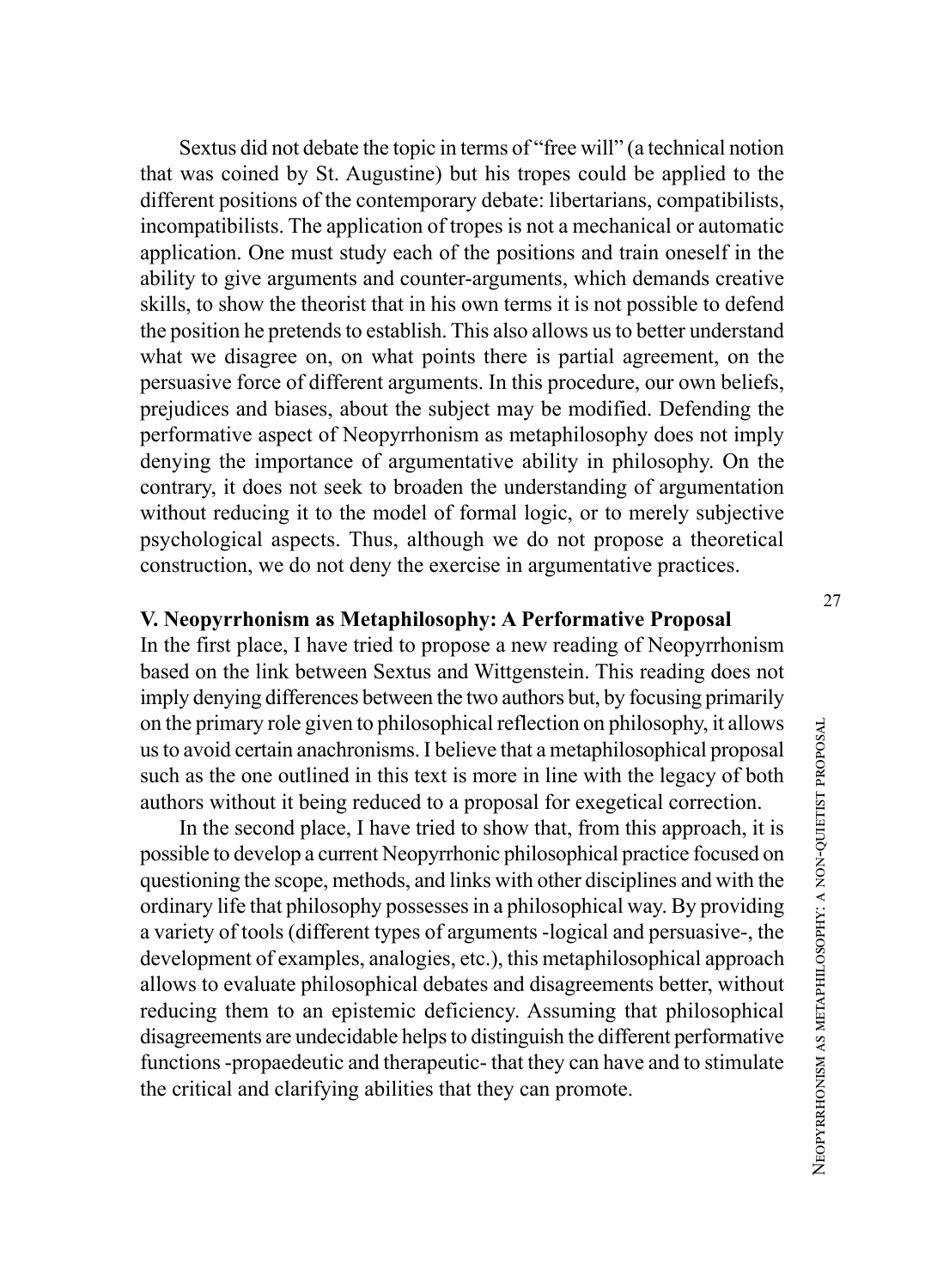Sextus did not debate the topic in terms of "free will" (a technical notion that was coined by St. Augustine) but his tropes could be applied to the different positions of the contemporary debate: libertarians, compatibilists, incompatibilists. The application of tropes is not a mechanical or automatic application. One must study each of the positions and train oneself in the ability to give arguments and counter-arguments, which demands creative skills, to show the theorist that in his own terms it is not possible to defend the position he pretends to establish. This also allows us to better understand what we disagree on, on what points there is partial agreement, on the persuasive force of different arguments. In this procedure, our own beliefs, prejudices and biases, about the subject may be modified. Defending the performative aspect of Neopyrrhonism as metaphilosophy does not imply denying the importance of argumentative ability in philosophy. On the contrary, it does not seek to broaden the understanding of argumentation without reducing it to the model of formal logic, or to merely subjective psychological aspects. Thus, although we do not propose a theoretical construction, we do not deny the exercise in argumentative practices.

## V. Neopyrrhonism as Metaphilosophy: A Performative Proposal

In the first place, I have tried to propose a new reading of Neopyrrhonism based on the link between Sextus and Wittgenstein. This reading does not imply denying differences between the two authors but, by focusing primarily on the primary role given to philosophical reflection on philosophy, it allows us to avoid certain anachronisms. I believe that a metaphilosophical proposal such as the one outlined in this text is more in line with the legacy of both authors without it being reduced to a proposal for exegetical correction.

In the second place, I have tried to show that, from this approach, it is possible to develop a current Neopyrrhonic philosophical practice focused on questioning the scope, methods, and links with other disciplines and with the ordinary life that philosophy possesses in a philosophical way. By providing a variety of tools (different types of arguments -logical and persuasive-, the development of examples, analogies, etc.), this metaphilosophical approach allows to evaluate philosophical debates and disagreements better, without reducing them to an epistemic deficiency. Assuming that philosophical disagreements are undecidable helps to distinguish the different performative functions -propaedeutic and therapeutic- that they can have and to stimulate the critical and clarifying abilities that they can promote.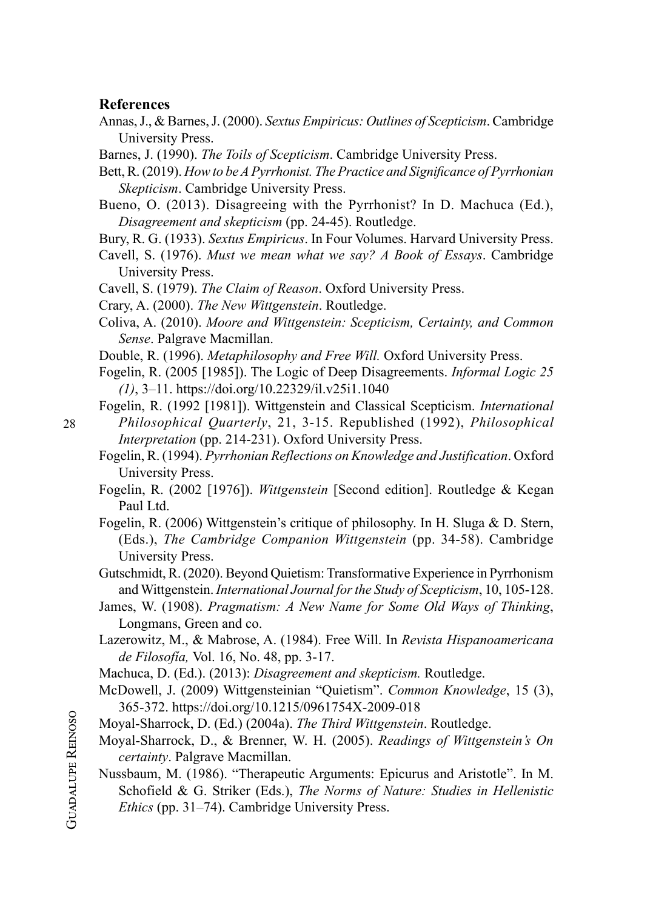**References**

Annas, J., & Barnes, J. (2000). *Sextus Empiricus: Outlines of Scepticism*. Cambridge University Press.

Barnes, J. (1990). *The Toils of Scepticism*. Cambridge University Press.

Bett, R. (2019). *How to be A Pyrrhonist. The Practice and Significance of Pyrrhonian Skepticism*. Cambridge University Press.

Bueno, O. (2013). Disagreeing with the Pyrrhonist? In D. Machuca (Ed.), *Disagreement and skepticism* (pp. 24-45). Routledge.

Bury, R. G. (1933). *Sextus Empiricus*. In Four Volumes. Harvard University Press.

Cavell, S. (1976). *Must we mean what we say? A Book of Essays*. Cambridge University Press.

Cavell, S. (1979). *The Claim of Reason*. Oxford University Press.

Crary, A. (2000). *The New Wittgenstein*. Routledge.

Coliva, A. (2010). *Moore and Wittgenstein: Scepticism, Certainty, and Common Sense*. Palgrave Macmillan.

Double, R. (1996). *Metaphilosophy and Free Will.* Oxford University Press.

Fogelin, R. (2005 [1985]). The Logic of Deep Disagreements. *Informal Logic 25 (1)*, 3–11. https://doi.org/10.22329/il.v25i1.1040

Fogelin, R. (1992 [1981]). Wittgenstein and Classical Scepticism. *International Philosophical Quarterly*, 21, 3-15. Republished (1992), *Philosophical Interpretation* (pp. 214-231). Oxford University Press.

Fogelin, R. (1994). *Pyrrhonian Reflections on Knowledge and Justification*. Oxford University Press.

Fogelin, R. (2002 [1976]). *Wittgenstein* [Second edition]. Routledge & Kegan Paul Ltd.

Fogelin, R. (2006) Wittgenstein's critique of philosophy. In H. Sluga & D. Stern, (Eds.), *The Cambridge Companion Wittgenstein* (pp. 34-58). Cambridge University Press.

Gutschmidt, R. (2020). Beyond Quietism: Transformative Experience in Pyrrhonism and Wittgenstein. *International Journal for the Study of Scepticism*, 10, 105-128.

James, W. (1908). *Pragmatism: A New Name for Some Old Ways of Thinking*, Longmans, Green and co.

Lazerowitz, M., & Mabrose, A. (1984). Free Will. In *Revista Hispanoamericana de Filosofía,* Vol. 16, No. 48, pp. 3-17.

Machuca, D. (Ed.). (2013): *Disagreement and skepticism.* Routledge.

McDowell, J. (2009) Wittgensteinian "Quietism". *Common Knowledge*, 15 (3), 365-372. https://doi.org/10.1215/0961754X-2009-018

Moyal-Sharrock, D. (Ed.) (2004a). *The Third Wittgenstein*. Routledge.

Moyal-Sharrock, D., & Brenner, W. H. (2005). *Readings of Wittgenstein's On certainty*. Palgrave Macmillan.

Nussbaum, M. (1986). "Therapeutic Arguments: Epicurus and Aristotle". In M. Schofield & G. Striker (Eds.), *The Norms of Nature: Studies in Hellenistic Ethics* (pp. 31–74). Cambridge University Press.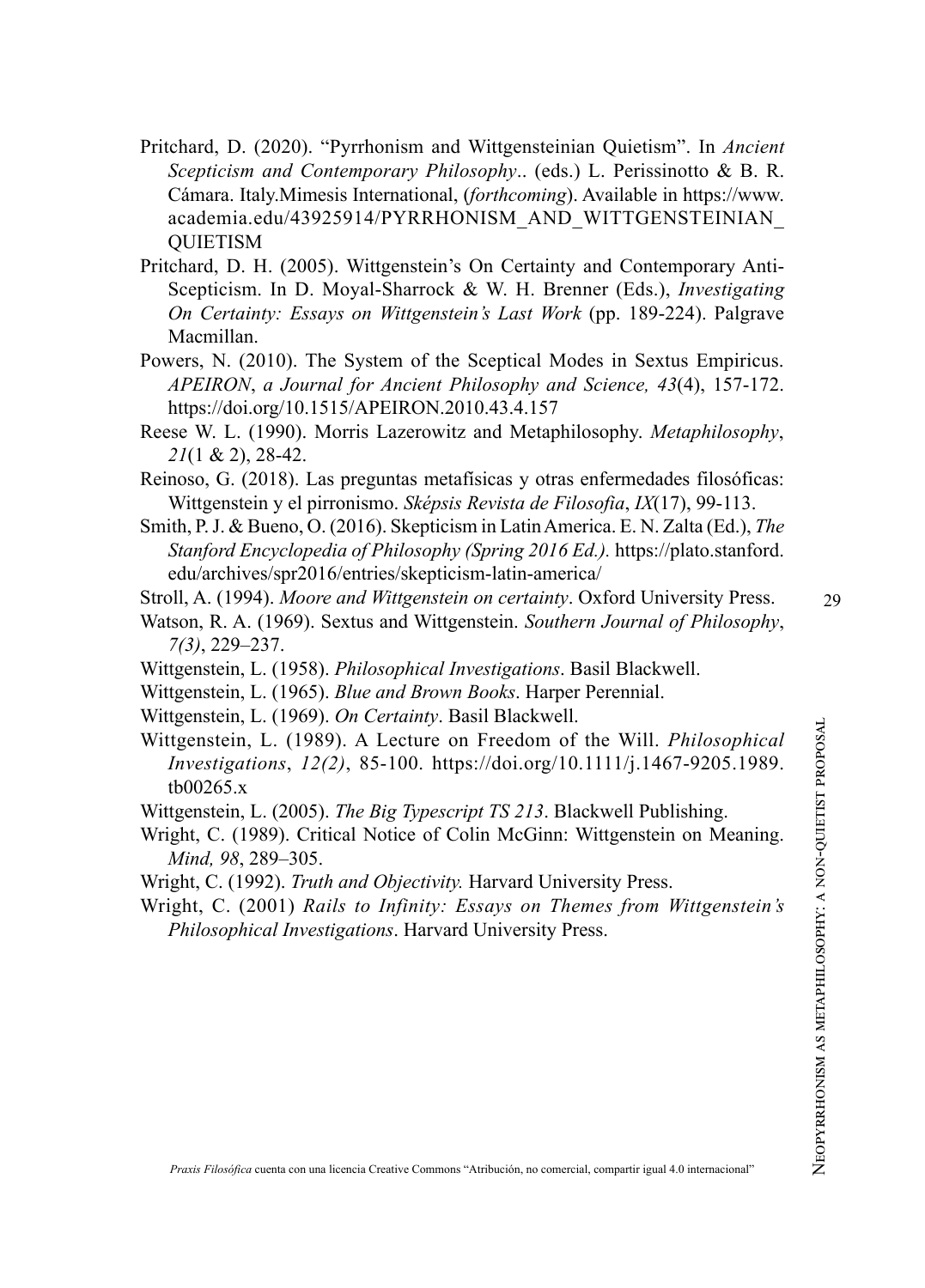Pritchard, D. (2020). "Pyrrhonism and Wittgensteinian Quietism". In *Ancient Scepticism and Contemporary Philosophy*.. (eds.) L. Perissinotto & B. R. Cámara. Italy.Mimesis International, (*forthcoming*). Available in https://www.academia.edu/43925914/PYRRHONISM_AND_WITTGENSTEINIAN_QUIETISM

Pritchard, D. H. (2005). Wittgenstein's On Certainty and Contemporary Anti-Scepticism. In D. Moyal-Sharrock & W. H. Brenner (Eds.), *Investigating On Certainty: Essays on Wittgenstein's Last Work* (pp. 189-224). Palgrave Macmillan.

Powers, N. (2010). The System of the Sceptical Modes in Sextus Empiricus. *APEIRON*, *a Journal for Ancient Philosophy and Science, 43*(4), 157-172. https://doi.org/10.1515/APEIRON.2010.43.4.157

Reese W. L. (1990). Morris Lazerowitz and Metaphilosophy. *Metaphilosophy*, *21*(1 & 2), 28-42.

Reinoso, G. (2018). Las preguntas metafísicas y otras enfermedades filosóficas: Wittgenstein y el pirronismo. *Sképsis Revista de Filosofia*, *IX*(17), 99-113.

Smith, P. J. & Bueno, O. (2016). Skepticism in Latin America. E. N. Zalta (Ed.), *The Stanford Encyclopedia of Philosophy (Spring 2016 Ed.).* https://plato.stanford.edu/archives/spr2016/entries/skepticism-latin-america/

Stroll, A. (1994). *Moore and Wittgenstein on certainty*. Oxford University Press.

Watson, R. A. (1969). Sextus and Wittgenstein. *Southern Journal of Philosophy*, *7(3)*, 229–237.

Wittgenstein, L. (1958). *Philosophical Investigations*. Basil Blackwell.

Wittgenstein, L. (1965). *Blue and Brown Books*. Harper Perennial.

Wittgenstein, L. (1969). *On Certainty*. Basil Blackwell.

Wittgenstein, L. (1989). A Lecture on Freedom of the Will. *Philosophical Investigations*, *12(2)*, 85-100. https://doi.org/10.1111/j.1467-9205.1989.tb00265.x

Wittgenstein, L. (2005). *The Big Typescript TS 213*. Blackwell Publishing.

Wright, C. (1989). Critical Notice of Colin McGinn: Wittgenstein on Meaning. *Mind, 98*, 289–305.

Wright, C. (1992). *Truth and Objectivity.* Harvard University Press.

Wright, C. (2001) *Rails to Infinity: Essays on Themes from Wittgenstein's Philosophical Investigations*. Harvard University Press.